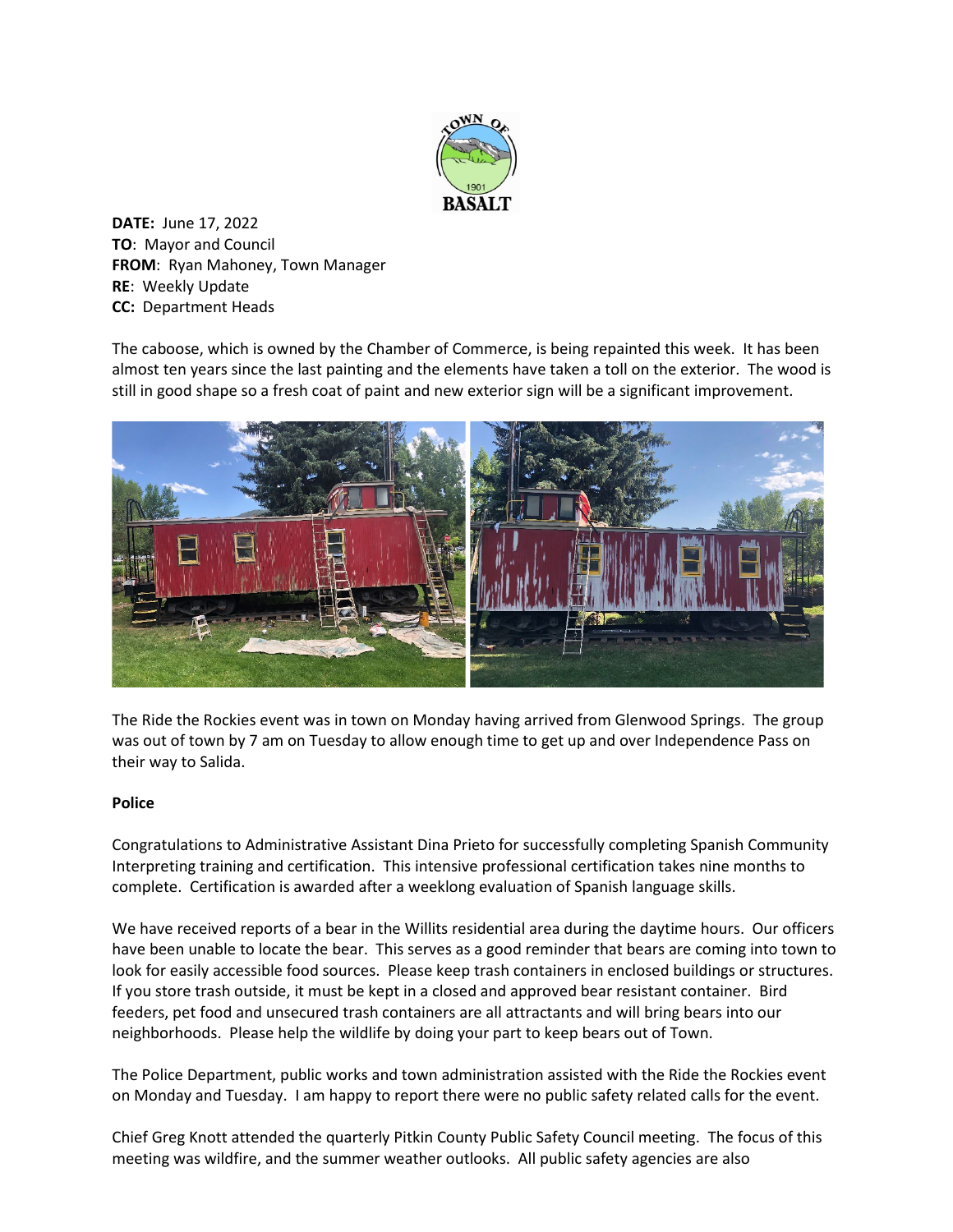**DATE:** June 17, 2022
**TO**: Mayor and Council
**FROM**: Ryan Mahoney, Town Manager
**RE**: Weekly Update
**CC:** Department Heads

The caboose, which is owned by the Chamber of Commerce, is being repainted this week. It has been almost ten years since the last painting and the elements have taken a toll on the exterior. The wood is still in good shape so a fresh coat of paint and new exterior sign will be a significant improvement.

The Ride the Rockies event was in town on Monday having arrived from Glenwood Springs. The group was out of town by 7 am on Tuesday to allow enough time to get up and over Independence Pass on their way to Salida.

**Police**

Congratulations to Administrative Assistant Dina Prieto for successfully completing Spanish Community Interpreting training and certification. This intensive professional certification takes nine months to complete. Certification is awarded after a weeklong evaluation of Spanish language skills.

We have received reports of a bear in the Willits residential area during the daytime hours. Our officers have been unable to locate the bear. This serves as a good reminder that bears are coming into town to look for easily accessible food sources. Please keep trash containers in enclosed buildings or structures. If you store trash outside, it must be kept in a closed and approved bear resistant container. Bird feeders, pet food and unsecured trash containers are all attractants and will bring bears into our neighborhoods. Please help the wildlife by doing your part to keep bears out of Town.

The Police Department, public works and town administration assisted with the Ride the Rockies event on Monday and Tuesday. I am happy to report there were no public safety related calls for the event.

Chief Greg Knott attended the quarterly Pitkin County Public Safety Council meeting. The focus of this meeting was wildfire, and the summer weather outlooks. All public safety agencies are also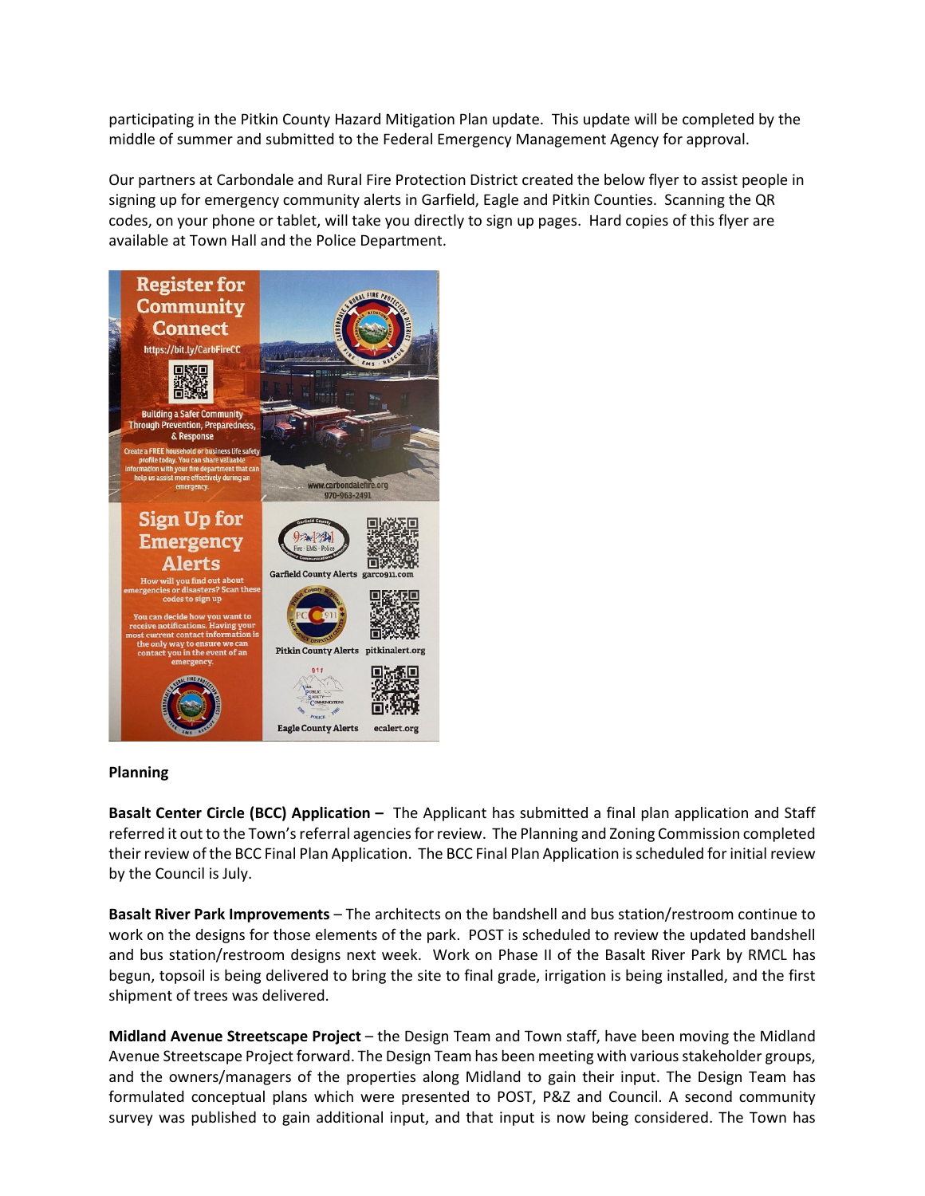participating in the Pitkin County Hazard Mitigation Plan update. This update will be completed by the middle of summer and submitted to the Federal Emergency Management Agency for approval.

Our partners at Carbondale and Rural Fire Protection District created the below flyer to assist people in signing up for emergency community alerts in Garfield, Eagle and Pitkin Counties. Scanning the QR codes, on your phone or tablet, will take you directly to sign up pages. Hard copies of this flyer are available at Town Hall and the Police Department.

**Register for Community Connect**
https://bit.ly/CarbFireCC

Building a Safer Community Through Prevention, Preparedness, & Response

Create a FREE household or business life safety profile today. You can share valuable information with your fire department that can help us assist more effectively during an emergency.

www.carbondalefire.org
970-963-2491

**Sign Up for Emergency Alerts**

How will you find out about emergencies or disasters? Scan these codes to sign up

You can decide how you want to receive notifications. Having your most current contact information is the only way to ensure we can contact you in the event of an emergency.

Garfield County Alerts garco911.com

Pitkin County Alerts pitkinalert.org

Eagle County Alerts ecalert.org

**Planning**

**Basalt Center Circle (BCC) Application –** The Applicant has submitted a final plan application and Staff referred it out to the Town's referral agencies for review. The Planning and Zoning Commission completed their review of the BCC Final Plan Application. The BCC Final Plan Application is scheduled for initial review by the Council is July.

**Basalt River Park Improvements** – The architects on the bandshell and bus station/restroom continue to work on the designs for those elements of the park. POST is scheduled to review the updated bandshell and bus station/restroom designs next week. Work on Phase II of the Basalt River Park by RMCL has begun, topsoil is being delivered to bring the site to final grade, irrigation is being installed, and the first shipment of trees was delivered.

**Midland Avenue Streetscape Project** – the Design Team and Town staff, have been moving the Midland Avenue Streetscape Project forward. The Design Team has been meeting with various stakeholder groups, and the owners/managers of the properties along Midland to gain their input. The Design Team has formulated conceptual plans which were presented to POST, P&Z and Council. A second community survey was published to gain additional input, and that input is now being considered. The Town has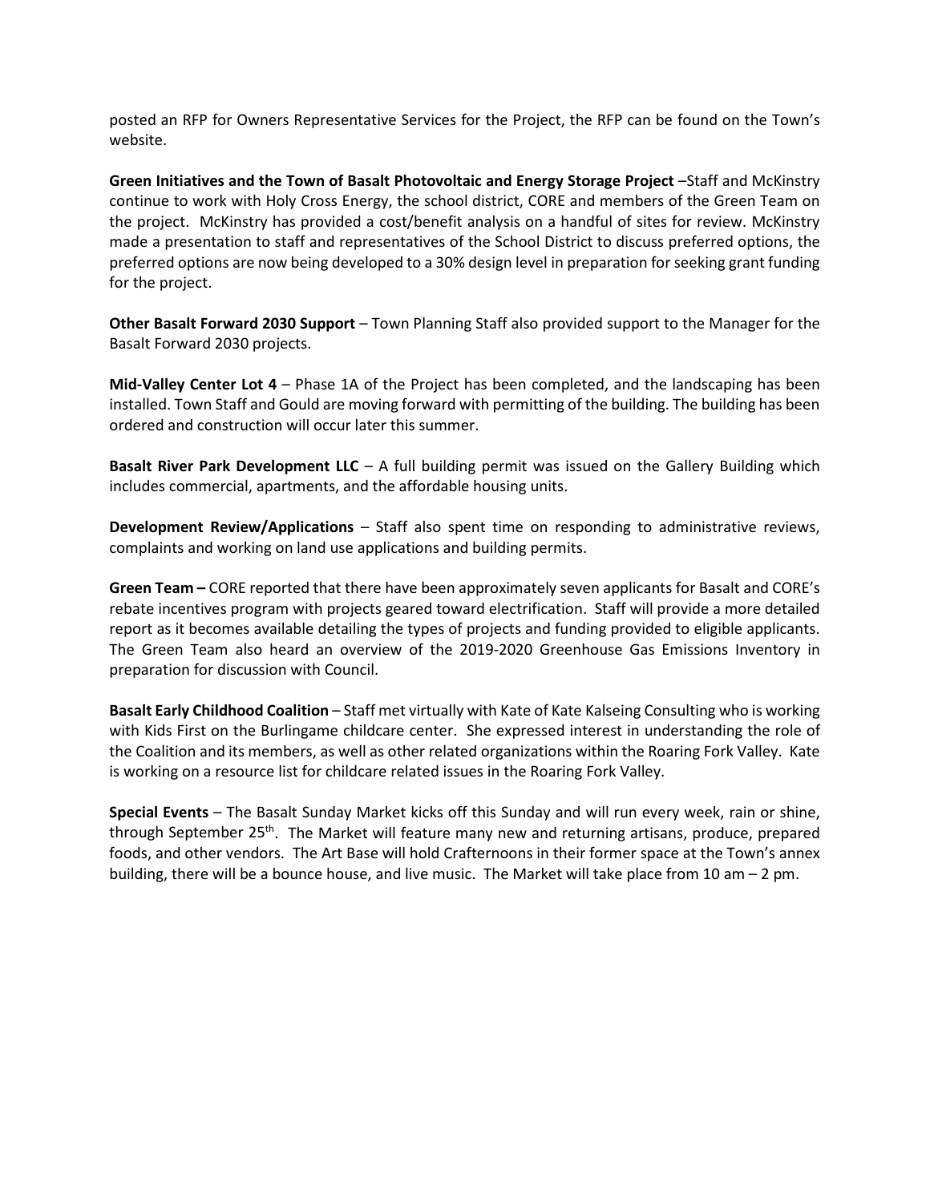posted an RFP for Owners Representative Services for the Project, the RFP can be found on the Town's website.

**Green Initiatives and the Town of Basalt Photovoltaic and Energy Storage Project** –Staff and McKinstry continue to work with Holy Cross Energy, the school district, CORE and members of the Green Team on the project. McKinstry has provided a cost/benefit analysis on a handful of sites for review. McKinstry made a presentation to staff and representatives of the School District to discuss preferred options, the preferred options are now being developed to a 30% design level in preparation for seeking grant funding for the project.

**Other Basalt Forward 2030 Support** – Town Planning Staff also provided support to the Manager for the Basalt Forward 2030 projects.

**Mid-Valley Center Lot 4** – Phase 1A of the Project has been completed, and the landscaping has been installed. Town Staff and Gould are moving forward with permitting of the building. The building has been ordered and construction will occur later this summer.

**Basalt River Park Development LLC** – A full building permit was issued on the Gallery Building which includes commercial, apartments, and the affordable housing units.

**Development Review/Applications** – Staff also spent time on responding to administrative reviews, complaints and working on land use applications and building permits.

**Green Team –** CORE reported that there have been approximately seven applicants for Basalt and CORE's rebate incentives program with projects geared toward electrification. Staff will provide a more detailed report as it becomes available detailing the types of projects and funding provided to eligible applicants. The Green Team also heard an overview of the 2019-2020 Greenhouse Gas Emissions Inventory in preparation for discussion with Council.

**Basalt Early Childhood Coalition** – Staff met virtually with Kate of Kate Kalseing Consulting who is working with Kids First on the Burlingame childcare center. She expressed interest in understanding the role of the Coalition and its members, as well as other related organizations within the Roaring Fork Valley. Kate is working on a resource list for childcare related issues in the Roaring Fork Valley.

**Special Events** – The Basalt Sunday Market kicks off this Sunday and will run every week, rain or shine, through September 25th. The Market will feature many new and returning artisans, produce, prepared foods, and other vendors. The Art Base will hold Crafternoons in their former space at the Town's annex building, there will be a bounce house, and live music. The Market will take place from 10 am – 2 pm.